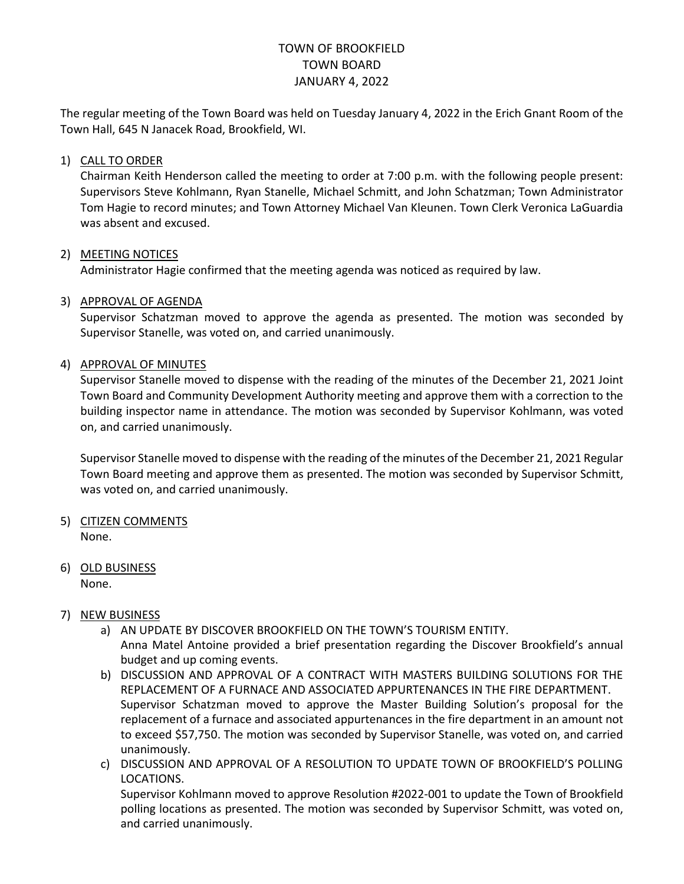# TOWN OF BROOKFIELD
# TOWN BOARD
# JANUARY 4, 2022

The regular meeting of the Town Board was held on Tuesday January 4, 2022 in the Erich Gnant Room of the Town Hall, 645 N Janacek Road, Brookfield, WI.

1) <u>CALL TO ORDER</u>

   Chairman Keith Henderson called the meeting to order at 7:00 p.m. with the following people present: Supervisors Steve Kohlmann, Ryan Stanelle, Michael Schmitt, and John Schatzman; Town Administrator Tom Hagie to record minutes; and Town Attorney Michael Van Kleunen. Town Clerk Veronica LaGuardia was absent and excused.

2) <u>MEETING NOTICES</u>

   Administrator Hagie confirmed that the meeting agenda was noticed as required by law.

3) <u>APPROVAL OF AGENDA</u>

   Supervisor Schatzman moved to approve the agenda as presented. The motion was seconded by Supervisor Stanelle, was voted on, and carried unanimously.

4) <u>APPROVAL OF MINUTES</u>

   Supervisor Stanelle moved to dispense with the reading of the minutes of the December 21, 2021 Joint Town Board and Community Development Authority meeting and approve them with a correction to the building inspector name in attendance. The motion was seconded by Supervisor Kohlmann, was voted on, and carried unanimously.

   Supervisor Stanelle moved to dispense with the reading of the minutes of the December 21, 2021 Regular Town Board meeting and approve them as presented. The motion was seconded by Supervisor Schmitt, was voted on, and carried unanimously.

5) <u>CITIZEN COMMENTS</u>

   None.

6) <u>OLD BUSINESS</u>

   None.

7) <u>NEW BUSINESS</u>

   a) AN UPDATE BY DISCOVER BROOKFIELD ON THE TOWN'S TOURISM ENTITY.

      Anna Matel Antoine provided a brief presentation regarding the Discover Brookfield's annual budget and up coming events.

   b) DISCUSSION AND APPROVAL OF A CONTRACT WITH MASTERS BUILDING SOLUTIONS FOR THE REPLACEMENT OF A FURNACE AND ASSOCIATED APPURTENANCES IN THE FIRE DEPARTMENT.

      Supervisor Schatzman moved to approve the Master Building Solution's proposal for the replacement of a furnace and associated appurtenances in the fire department in an amount not to exceed $57,750. The motion was seconded by Supervisor Stanelle, was voted on, and carried unanimously.

   c) DISCUSSION AND APPROVAL OF A RESOLUTION TO UPDATE TOWN OF BROOKFIELD'S POLLING LOCATIONS.

      Supervisor Kohlmann moved to approve Resolution #2022-001 to update the Town of Brookfield polling locations as presented. The motion was seconded by Supervisor Schmitt, was voted on, and carried unanimously.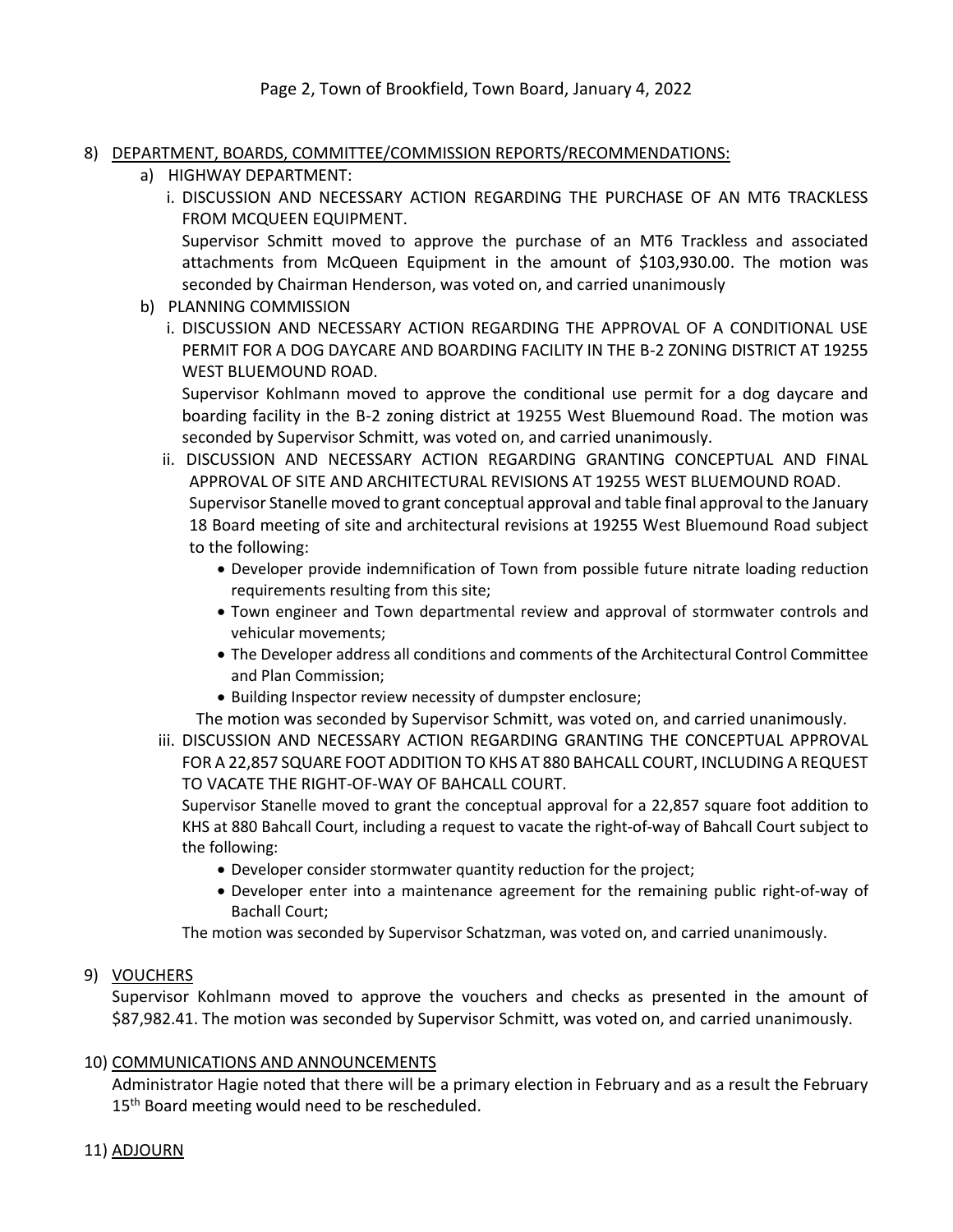8) <u>DEPARTMENT, BOARDS, COMMITTEE/COMMISSION REPORTS/RECOMMENDATIONS:</u>

   a) HIGHWAY DEPARTMENT:

      i. DISCUSSION AND NECESSARY ACTION REGARDING THE PURCHASE OF AN MT6 TRACKLESS FROM MCQUEEN EQUIPMENT.

      Supervisor Schmitt moved to approve the purchase of an MT6 Trackless and associated attachments from McQueen Equipment in the amount of $103,930.00. The motion was seconded by Chairman Henderson, was voted on, and carried unanimously

   b) PLANNING COMMISSION

      i. DISCUSSION AND NECESSARY ACTION REGARDING THE APPROVAL OF A CONDITIONAL USE PERMIT FOR A DOG DAYCARE AND BOARDING FACILITY IN THE B-2 ZONING DISTRICT AT 19255 WEST BLUEMOUND ROAD.

      Supervisor Kohlmann moved to approve the conditional use permit for a dog daycare and boarding facility in the B-2 zoning district at 19255 West Bluemound Road. The motion was seconded by Supervisor Schmitt, was voted on, and carried unanimously.

      ii. DISCUSSION AND NECESSARY ACTION REGARDING GRANTING CONCEPTUAL AND FINAL APPROVAL OF SITE AND ARCHITECTURAL REVISIONS AT 19255 WEST BLUEMOUND ROAD.

      Supervisor Stanelle moved to grant conceptual approval and table final approval to the January 18 Board meeting of site and architectural revisions at 19255 West Bluemound Road subject to the following:

      - Developer provide indemnification of Town from possible future nitrate loading reduction requirements resulting from this site;
      - Town engineer and Town departmental review and approval of stormwater controls and vehicular movements;
      - The Developer address all conditions and comments of the Architectural Control Committee and Plan Commission;
      - Building Inspector review necessity of dumpster enclosure;

      The motion was seconded by Supervisor Schmitt, was voted on, and carried unanimously.

      iii. DISCUSSION AND NECESSARY ACTION REGARDING GRANTING THE CONCEPTUAL APPROVAL FOR A 22,857 SQUARE FOOT ADDITION TO KHS AT 880 BAHCALL COURT, INCLUDING A REQUEST TO VACATE THE RIGHT-OF-WAY OF BAHCALL COURT.

      Supervisor Stanelle moved to grant the conceptual approval for a 22,857 square foot addition to KHS at 880 Bahcall Court, including a request to vacate the right-of-way of Bahcall Court subject to the following:

      - Developer consider stormwater quantity reduction for the project;
      - Developer enter into a maintenance agreement for the remaining public right-of-way of Bachall Court;

      The motion was seconded by Supervisor Schatzman, was voted on, and carried unanimously.

9) <u>VOUCHERS</u>

   Supervisor Kohlmann moved to approve the vouchers and checks as presented in the amount of $87,982.41. The motion was seconded by Supervisor Schmitt, was voted on, and carried unanimously.

10) <u>COMMUNICATIONS AND ANNOUNCEMENTS</u>

   Administrator Hagie noted that there will be a primary election in February and as a result the February 15th Board meeting would need to be rescheduled.

11) <u>ADJOURN</u>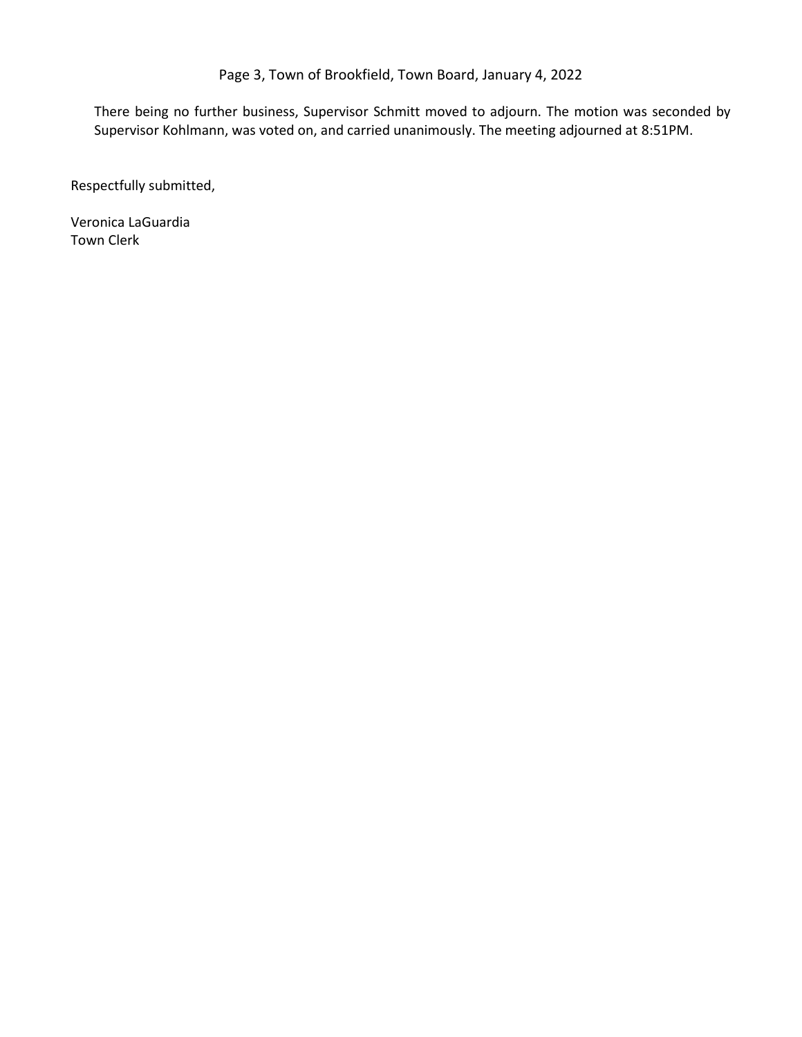There being no further business, Supervisor Schmitt moved to adjourn. The motion was seconded by Supervisor Kohlmann, was voted on, and carried unanimously. The meeting adjourned at 8:51PM.

Respectfully submitted,

Veronica LaGuardia
Town Clerk